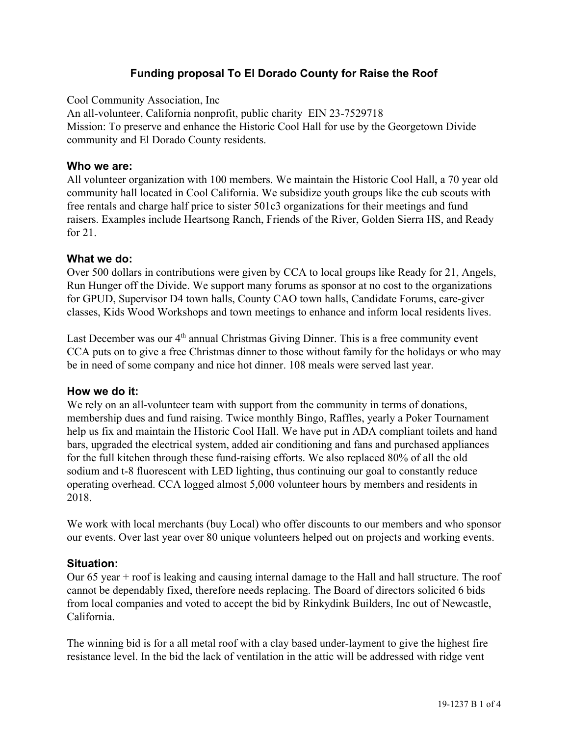# Funding proposal To El Dorado County for Raise the Roof

Cool Community Association, Inc
An all-volunteer, California nonprofit, public charity EIN 23-7529718
Mission: To preserve and enhance the Historic Cool Hall for use by the Georgetown Divide community and El Dorado County residents.

## Who we are:

All volunteer organization with 100 members. We maintain the Historic Cool Hall, a 70 year old community hall located in Cool California. We subsidize youth groups like the cub scouts with free rentals and charge half price to sister 501c3 organizations for their meetings and fund raisers. Examples include Heartsong Ranch, Friends of the River, Golden Sierra HS, and Ready for 21.

## What we do:

Over 500 dollars in contributions were given by CCA to local groups like Ready for 21, Angels, Run Hunger off the Divide. We support many forums as sponsor at no cost to the organizations for GPUD, Supervisor D4 town halls, County CAO town halls, Candidate Forums, care-giver classes, Kids Wood Workshops and town meetings to enhance and inform local residents lives.

Last December was our 4th annual Christmas Giving Dinner. This is a free community event CCA puts on to give a free Christmas dinner to those without family for the holidays or who may be in need of some company and nice hot dinner. 108 meals were served last year.

## How we do it:

We rely on an all-volunteer team with support from the community in terms of donations, membership dues and fund raising. Twice monthly Bingo, Raffles, yearly a Poker Tournament help us fix and maintain the Historic Cool Hall. We have put in ADA compliant toilets and hand bars, upgraded the electrical system, added air conditioning and fans and purchased appliances for the full kitchen through these fund-raising efforts. We also replaced 80% of all the old sodium and t-8 fluorescent with LED lighting, thus continuing our goal to constantly reduce operating overhead. CCA logged almost 5,000 volunteer hours by members and residents in 2018.

We work with local merchants (buy Local) who offer discounts to our members and who sponsor our events. Over last year over 80 unique volunteers helped out on projects and working events.

## Situation:

Our 65 year + roof is leaking and causing internal damage to the Hall and hall structure. The roof cannot be dependably fixed, therefore needs replacing. The Board of directors solicited 6 bids from local companies and voted to accept the bid by Rinkydink Builders, Inc out of Newcastle, California.

The winning bid is for a all metal roof with a clay based under-layment to give the highest fire resistance level. In the bid the lack of ventilation in the attic will be addressed with ridge vent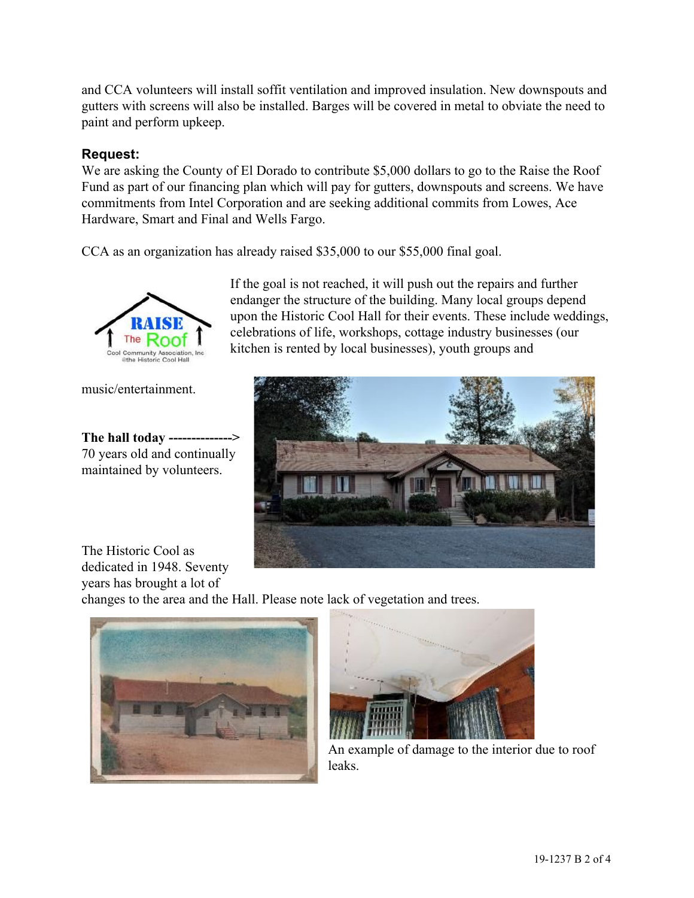and CCA volunteers will install soffit ventilation and improved insulation. New downspouts and gutters with screens will also be installed. Barges will be covered in metal to obviate the need to paint and perform upkeep.

### Request:

We are asking the County of El Dorado to contribute $5,000 dollars to go to the Raise the Roof Fund as part of our financing plan which will pay for gutters, downspouts and screens. We have commitments from Intel Corporation and are seeking additional commits from Lowes, Ace Hardware, Smart and Final and Wells Fargo.

CCA as an organization has already raised $35,000 to our $55,000 final goal.

If the goal is not reached, it will push out the repairs and further endanger the structure of the building. Many local groups depend upon the Historic Cool Hall for their events. These include weddings, celebrations of life, workshops, cottage industry businesses (our kitchen is rented by local businesses), youth groups and music/entertainment.

**The hall today -------------->** 70 years old and continually maintained by volunteers.

The Historic Cool as dedicated in 1948. Seventy years has brought a lot of changes to the area and the Hall. Please note lack of vegetation and trees.

An example of damage to the interior due to roof leaks.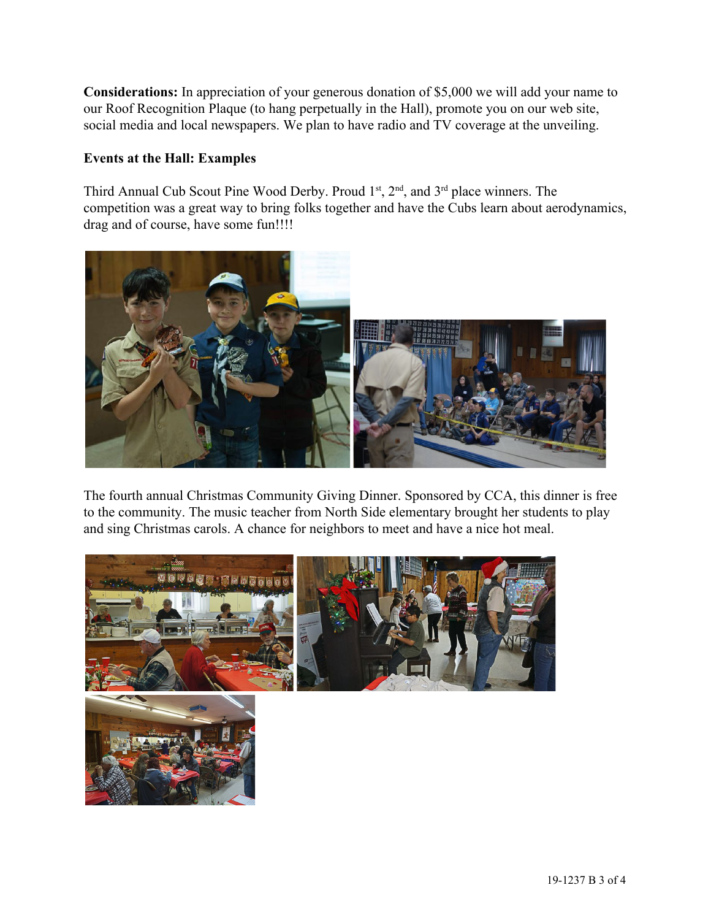**Considerations:** In appreciation of your generous donation of $5,000 we will add your name to our Roof Recognition Plaque (to hang perpetually in the Hall), promote you on our web site, social media and local newspapers. We plan to have radio and TV coverage at the unveiling.

**Events at the Hall: Examples**

Third Annual Cub Scout Pine Wood Derby. Proud 1st, 2nd, and 3rd place winners. The competition was a great way to bring folks together and have the Cubs learn about aerodynamics, drag and of course, have some fun!!!!

The fourth annual Christmas Community Giving Dinner. Sponsored by CCA, this dinner is free to the community. The music teacher from North Side elementary brought her students to play and sing Christmas carols. A chance for neighbors to meet and have a nice hot meal.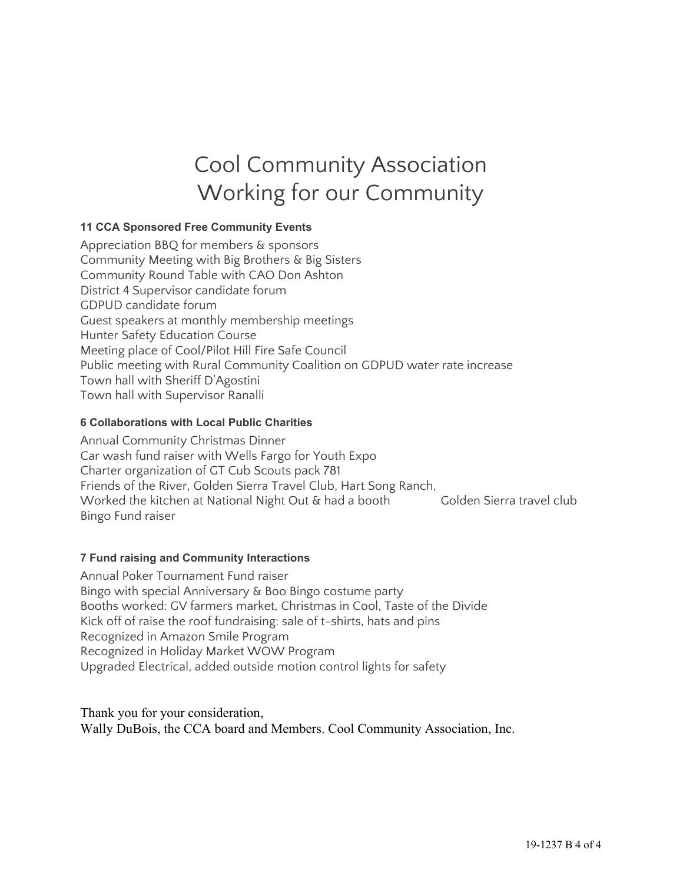# Cool Community Association
# Working for our Community

### 11 CCA Sponsored Free Community Events

Appreciation BBQ for members & sponsors
Community Meeting with Big Brothers & Big Sisters
Community Round Table with CAO Don Ashton
District 4 Supervisor candidate forum
GDPUD candidate forum
Guest speakers at monthly membership meetings
Hunter Safety Education Course
Meeting place of Cool/Pilot Hill Fire Safe Council
Public meeting with Rural Community Coalition on GDPUD water rate increase
Town hall with Sheriff D'Agostini
Town hall with Supervisor Ranalli

### 6 Collaborations with Local Public Charities

Annual Community Christmas Dinner
Car wash fund raiser with Wells Fargo for Youth Expo
Charter organization of GT Cub Scouts pack 781
Friends of the River, Golden Sierra Travel Club, Hart Song Ranch,
Worked the kitchen at National Night Out & had a booth Golden Sierra travel club
Bingo Fund raiser

### 7 Fund raising and Community Interactions

Annual Poker Tournament Fund raiser
Bingo with special Anniversary & Boo Bingo costume party
Booths worked: GV farmers market, Christmas in Cool, Taste of the Divide
Kick off of raise the roof fundraising: sale of t-shirts, hats and pins
Recognized in Amazon Smile Program
Recognized in Holiday Market WOW Program
Upgraded Electrical, added outside motion control lights for safety

Thank you for your consideration,
Wally DuBois, the CCA board and Members. Cool Community Association, Inc.